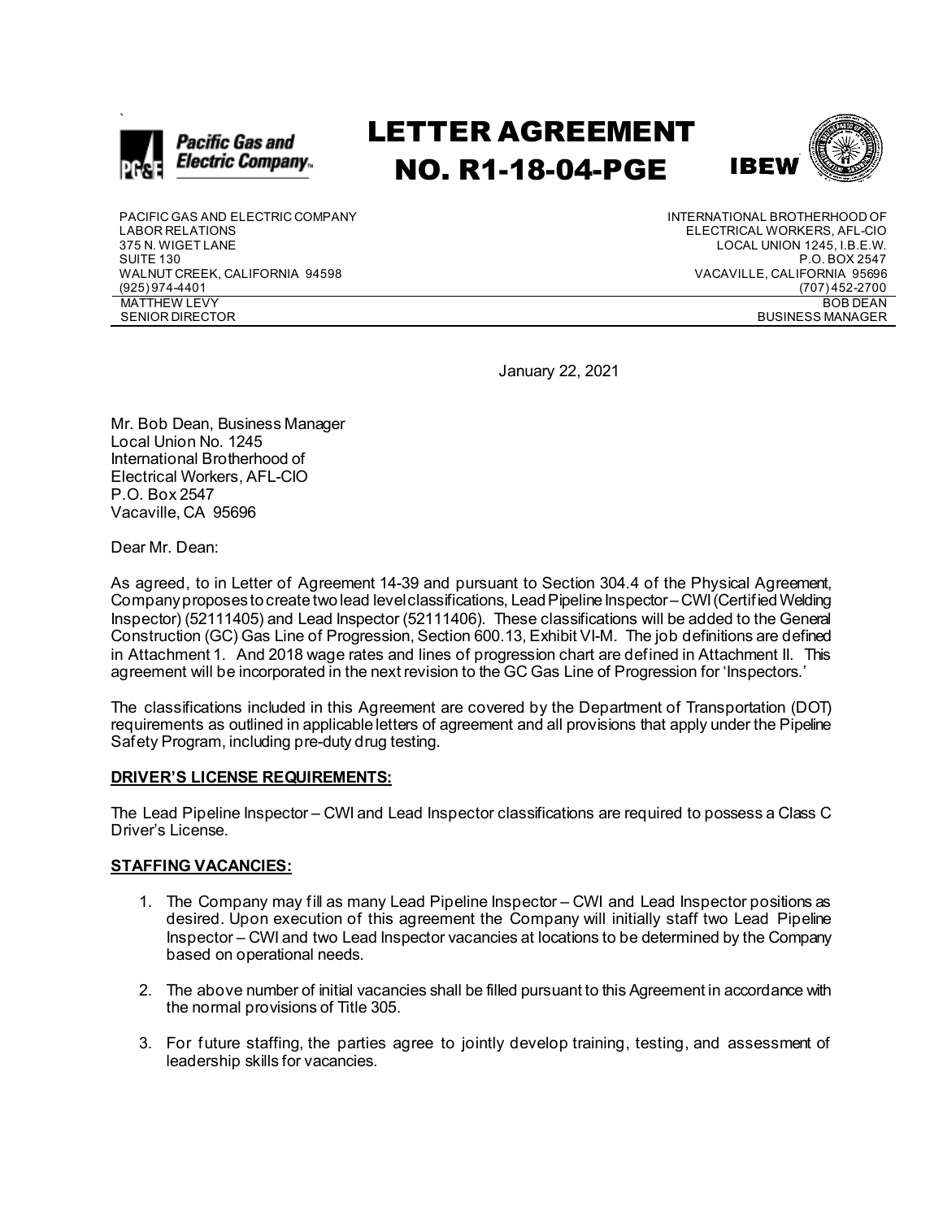# LETTER AGREEMENT NO. R1-18-04-PGE

PACIFIC GAS AND ELECTRIC COMPANY
LABOR RELATIONS
375 N. WIGET LANE
SUITE 130
WALNUT CREEK, CALIFORNIA 94598
(925) 974-4401
MATTHEW LEVY
SENIOR DIRECTOR

INTERNATIONAL BROTHERHOOD OF
ELECTRICAL WORKERS, AFL-CIO
LOCAL UNION 1245, I.B.E.W.
P.O. BOX 2547
VACAVILLE, CALIFORNIA 95696
(707) 452-2700
BOB DEAN
BUSINESS MANAGER

January 22, 2021

Mr. Bob Dean, Business Manager
Local Union No. 1245
International Brotherhood of
Electrical Workers, AFL-CIO
P.O. Box 2547
Vacaville, CA 95696

Dear Mr. Dean:

As agreed, to in Letter of Agreement 14-39 and pursuant to Section 304.4 of the Physical Agreement, Company proposes to create two lead level classifications, Lead Pipeline Inspector – CWI (Certified Welding Inspector) (52111405) and Lead Inspector (52111406). These classifications will be added to the General Construction (GC) Gas Line of Progression, Section 600.13, Exhibit VI-M. The job definitions are defined in Attachment 1. And 2018 wage rates and lines of progression chart are defined in Attachment II. This agreement will be incorporated in the next revision to the GC Gas Line of Progression for 'Inspectors.'

The classifications included in this Agreement are covered by the Department of Transportation (DOT) requirements as outlined in applicable letters of agreement and all provisions that apply under the Pipeline Safety Program, including pre-duty drug testing.

**DRIVER'S LICENSE REQUIREMENTS:**

The Lead Pipeline Inspector – CWI and Lead Inspector classifications are required to possess a Class C Driver's License.

**STAFFING VACANCIES:**

1. The Company may fill as many Lead Pipeline Inspector – CWI and Lead Inspector positions as desired. Upon execution of this agreement the Company will initially staff two Lead Pipeline Inspector – CWI and two Lead Inspector vacancies at locations to be determined by the Company based on operational needs.

2. The above number of initial vacancies shall be filled pursuant to this Agreement in accordance with the normal provisions of Title 305.

3. For future staffing, the parties agree to jointly develop training, testing, and assessment of leadership skills for vacancies.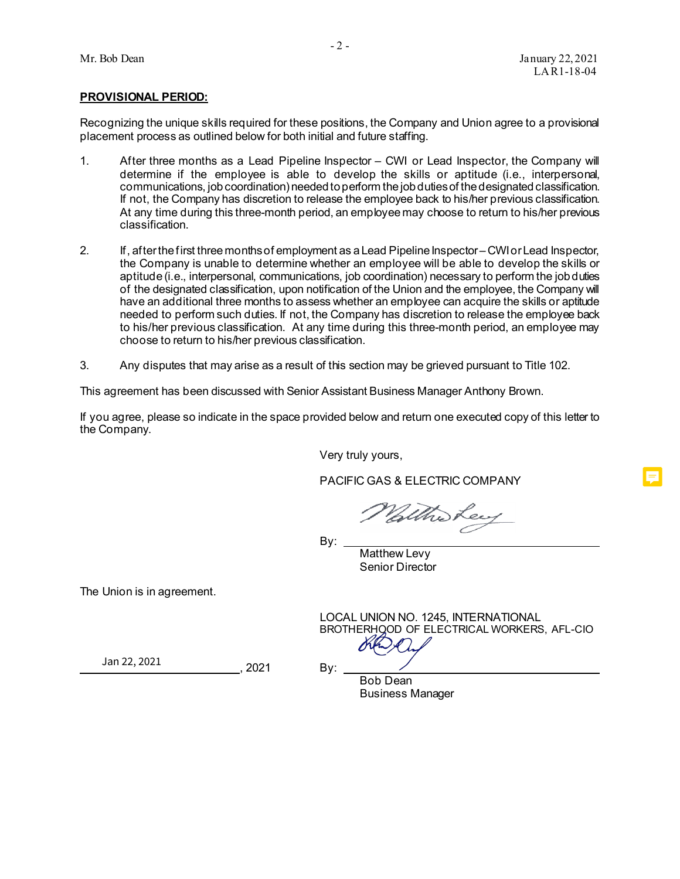Mr. Bob Dean  
January 22, 2021  
LAR1-18-04

**PROVISIONAL PERIOD:**

Recognizing the unique skills required for these positions, the Company and Union agree to a provisional placement process as outlined below for both initial and future staffing.

1. After three months as a Lead Pipeline Inspector – CWI or Lead Inspector, the Company will determine if the employee is able to develop the skills or aptitude (i.e., interpersonal, communications, job coordination) needed to perform the job duties of the designated classification. If not, the Company has discretion to release the employee back to his/her previous classification. At any time during this three-month period, an employee may choose to return to his/her previous classification.

2. If, after the first three months of employment as a Lead Pipeline Inspector – CWI or Lead Inspector, the Company is unable to determine whether an employee will be able to develop the skills or aptitude (i.e., interpersonal, communications, job coordination) necessary to perform the job duties of the designated classification, upon notification of the Union and the employee, the Company will have an additional three months to assess whether an employee can acquire the skills or aptitude needed to perform such duties. If not, the Company has discretion to release the employee back to his/her previous classification. At any time during this three-month period, an employee may choose to return to his/her previous classification.

3. Any disputes that may arise as a result of this section may be grieved pursuant to Title 102.

This agreement has been discussed with Senior Assistant Business Manager Anthony Brown.

If you agree, please so indicate in the space provided below and return one executed copy of this letter to the Company.

Very truly yours,

PACIFIC GAS & ELECTRIC COMPANY

By: ______________________________  
Matthew Levy  
Senior Director

The Union is in agreement.

LOCAL UNION NO. 1245, INTERNATIONAL BROTHERHOOD OF ELECTRICAL WORKERS, AFL-CIO

Jan 22, 2021 ______________________, 2021

By: ______________________________  
Bob Dean  
Business Manager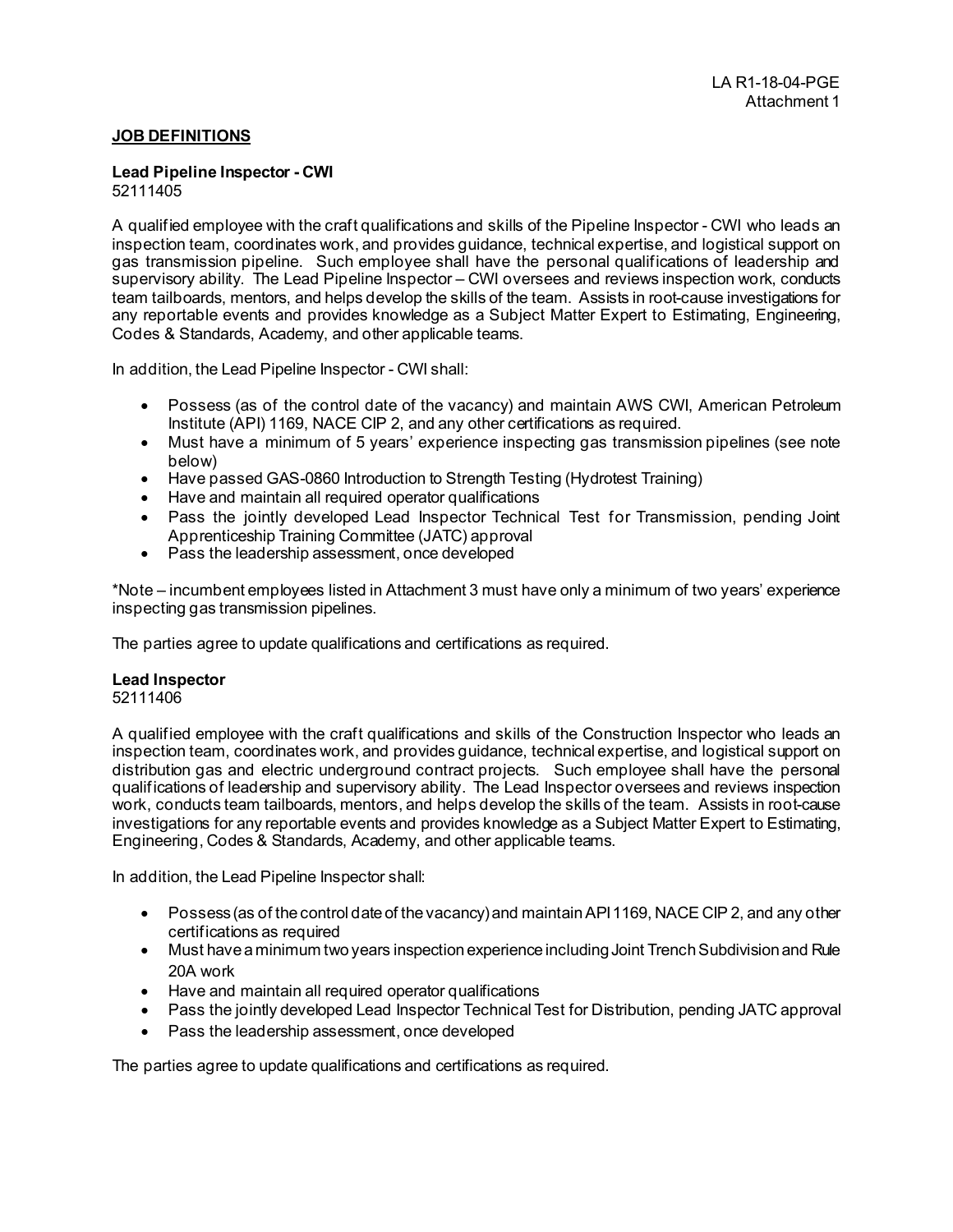LA R1-18-04-PGE
Attachment 1

## JOB DEFINITIONS

**Lead Pipeline Inspector - CWI**
52111405

A qualified employee with the craft qualifications and skills of the Pipeline Inspector - CWI who leads an inspection team, coordinates work, and provides guidance, technical expertise, and logistical support on gas transmission pipeline. Such employee shall have the personal qualifications of leadership and supervisory ability. The Lead Pipeline Inspector – CWI oversees and reviews inspection work, conducts team tailboards, mentors, and helps develop the skills of the team. Assists in root-cause investigations for any reportable events and provides knowledge as a Subject Matter Expert to Estimating, Engineering, Codes & Standards, Academy, and other applicable teams.

In addition, the Lead Pipeline Inspector - CWI shall:

- Possess (as of the control date of the vacancy) and maintain AWS CWI, American Petroleum Institute (API) 1169, NACE CIP 2, and any other certifications as required.
- Must have a minimum of 5 years' experience inspecting gas transmission pipelines (see note below)
- Have passed GAS-0860 Introduction to Strength Testing (Hydrotest Training)
- Have and maintain all required operator qualifications
- Pass the jointly developed Lead Inspector Technical Test for Transmission, pending Joint Apprenticeship Training Committee (JATC) approval
- Pass the leadership assessment, once developed

*Note – incumbent employees listed in Attachment 3 must have only a minimum of two years' experience inspecting gas transmission pipelines.

The parties agree to update qualifications and certifications as required.

**Lead Inspector**
52111406

A qualified employee with the craft qualifications and skills of the Construction Inspector who leads an inspection team, coordinates work, and provides guidance, technical expertise, and logistical support on distribution gas and electric underground contract projects. Such employee shall have the personal qualifications of leadership and supervisory ability. The Lead Inspector oversees and reviews inspection work, conducts team tailboards, mentors, and helps develop the skills of the team. Assists in root-cause investigations for any reportable events and provides knowledge as a Subject Matter Expert to Estimating, Engineering, Codes & Standards, Academy, and other applicable teams.

In addition, the Lead Pipeline Inspector shall:

- Possess (as of the control date of the vacancy) and maintain API 1169, NACE CIP 2, and any other certifications as required
- Must have a minimum two years inspection experience including Joint Trench Subdivision and Rule 20A work
- Have and maintain all required operator qualifications
- Pass the jointly developed Lead Inspector Technical Test for Distribution, pending JATC approval
- Pass the leadership assessment, once developed

The parties agree to update qualifications and certifications as required.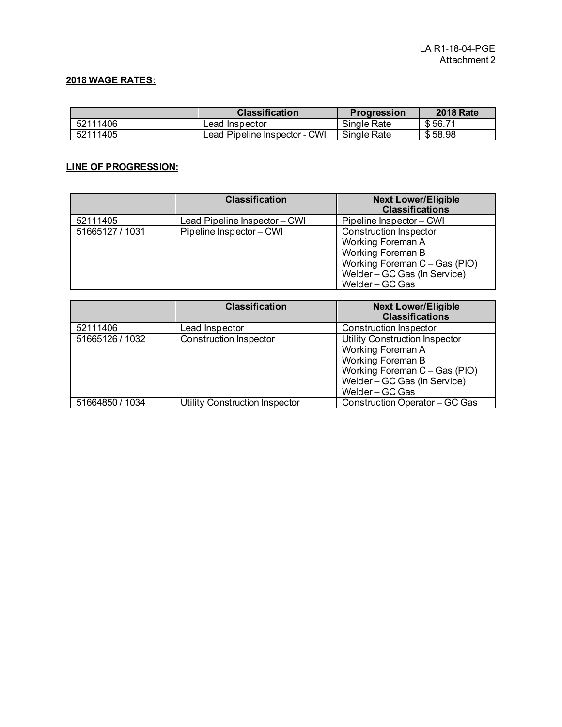LA R1-18-04-PGE
Attachment 2

**2018 WAGE RATES:**

| | Classification | Progression | 2018 Rate |
|---|---|---|---|
| 52111406 | Lead Inspector | Single Rate | $ 56.71 |
| 52111405 | Lead Pipeline Inspector - CWI | Single Rate | $ 58.98 |

**LINE OF PROGRESSION:**

| | Classification | Next Lower/Eligible Classifications |
|---|---|---|
| 52111405 | Lead Pipeline Inspector – CWI | Pipeline Inspector – CWI |
| 51665127 / 1031 | Pipeline Inspector – CWI | Construction Inspector<br>Working Foreman A<br>Working Foreman B<br>Working Foreman C – Gas (PIO)<br>Welder – GC Gas (In Service)<br>Welder – GC Gas |

| | Classification | Next Lower/Eligible Classifications |
|---|---|---|
| 52111406 | Lead Inspector | Construction Inspector |
| 51665126 / 1032 | Construction Inspector | Utility Construction Inspector<br>Working Foreman A<br>Working Foreman B<br>Working Foreman C – Gas (PIO)<br>Welder – GC Gas (In Service)<br>Welder – GC Gas |
| 51664850 / 1034 | Utility Construction Inspector | Construction Operator – GC Gas |